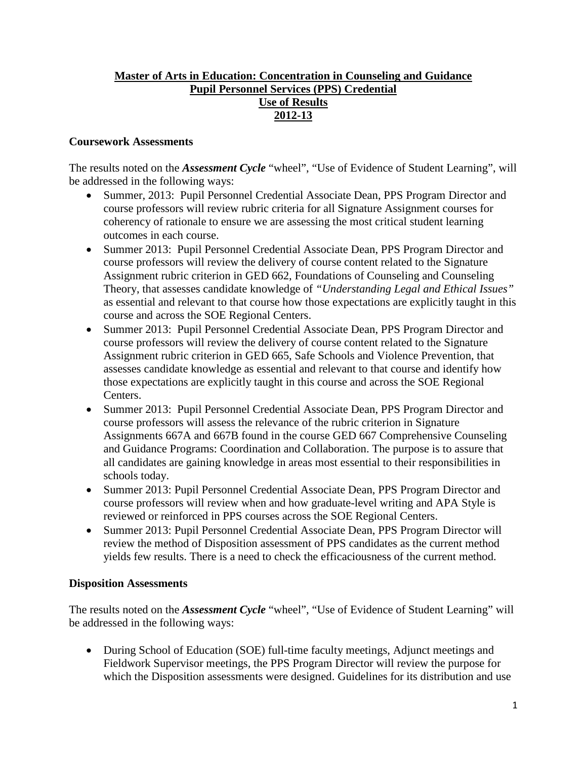# Master of Arts in Education: Concentration in Counseling and Guidance
# Pupil Personnel Services (PPS) Credential
# Use of Results
# 2012-13

### Coursework Assessments

The results noted on the ***Assessment Cycle*** "wheel", "Use of Evidence of Student Learning", will be addressed in the following ways:

- Summer, 2013: Pupil Personnel Credential Associate Dean, PPS Program Director and course professors will review rubric criteria for all Signature Assignment courses for coherency of rationale to ensure we are assessing the most critical student learning outcomes in each course.
- Summer 2013: Pupil Personnel Credential Associate Dean, PPS Program Director and course professors will review the delivery of course content related to the Signature Assignment rubric criterion in GED 662, Foundations of Counseling and Counseling Theory, that assesses candidate knowledge of *"Understanding Legal and Ethical Issues"* as essential and relevant to that course how those expectations are explicitly taught in this course and across the SOE Regional Centers.
- Summer 2013: Pupil Personnel Credential Associate Dean, PPS Program Director and course professors will review the delivery of course content related to the Signature Assignment rubric criterion in GED 665, Safe Schools and Violence Prevention, that assesses candidate knowledge as essential and relevant to that course and identify how those expectations are explicitly taught in this course and across the SOE Regional Centers.
- Summer 2013: Pupil Personnel Credential Associate Dean, PPS Program Director and course professors will assess the relevance of the rubric criterion in Signature Assignments 667A and 667B found in the course GED 667 Comprehensive Counseling and Guidance Programs: Coordination and Collaboration. The purpose is to assure that all candidates are gaining knowledge in areas most essential to their responsibilities in schools today.
- Summer 2013: Pupil Personnel Credential Associate Dean, PPS Program Director and course professors will review when and how graduate-level writing and APA Style is reviewed or reinforced in PPS courses across the SOE Regional Centers.
- Summer 2013: Pupil Personnel Credential Associate Dean, PPS Program Director will review the method of Disposition assessment of PPS candidates as the current method yields few results. There is a need to check the efficaciousness of the current method.

### Disposition Assessments

The results noted on the ***Assessment Cycle*** "wheel", "Use of Evidence of Student Learning" will be addressed in the following ways:

- During School of Education (SOE) full-time faculty meetings, Adjunct meetings and Fieldwork Supervisor meetings, the PPS Program Director will review the purpose for which the Disposition assessments were designed. Guidelines for its distribution and use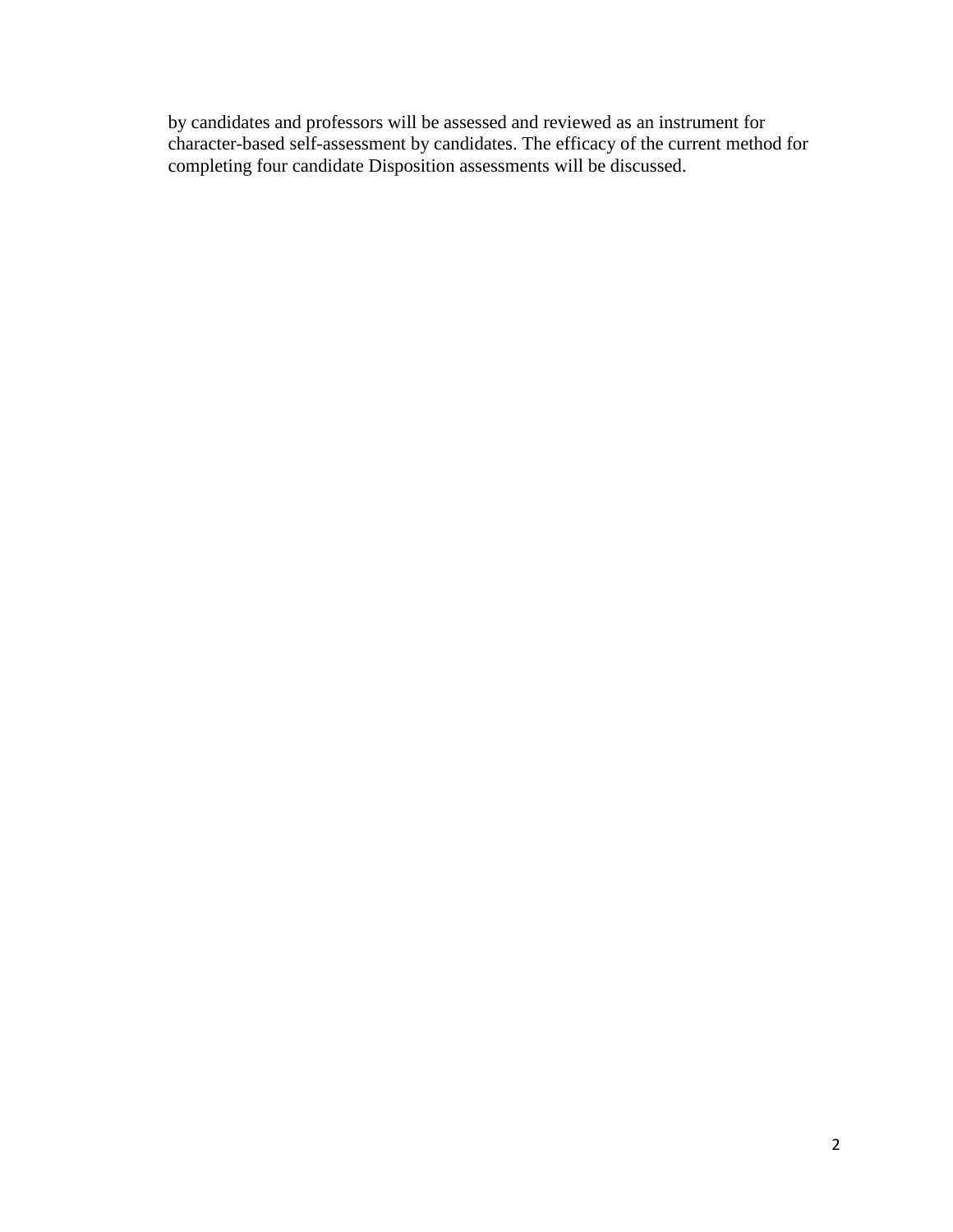by candidates and professors will be assessed and reviewed as an instrument for character-based self-assessment by candidates. The efficacy of the current method for completing four candidate Disposition assessments will be discussed.